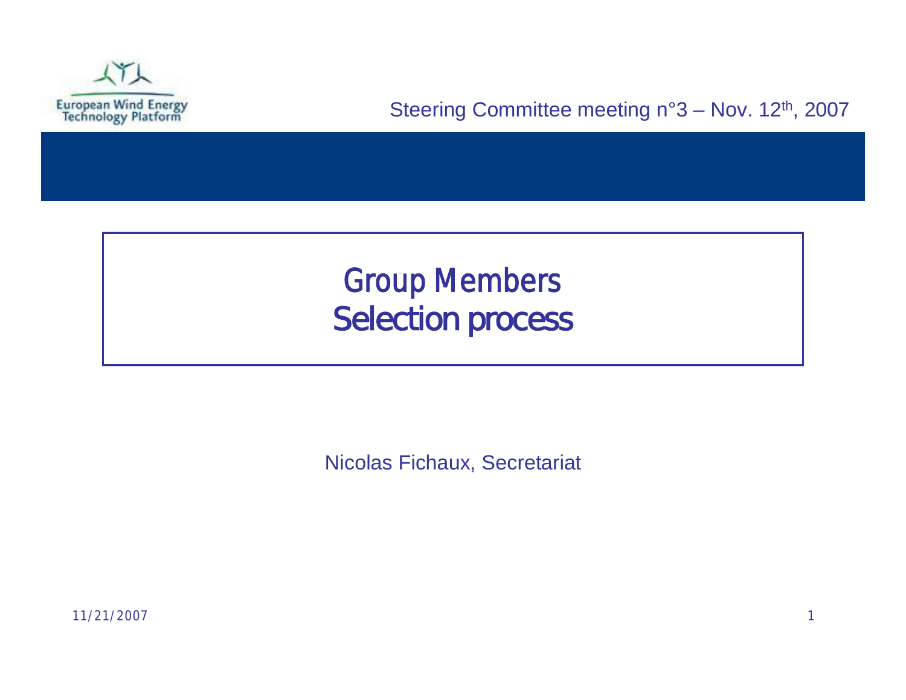European Wind Energy Technology Platform

Steering Committee meeting n°3 – Nov. 12th, 2007

# Group Members
# Selection process

Nicolas Fichaux, Secretariat

11/21/2007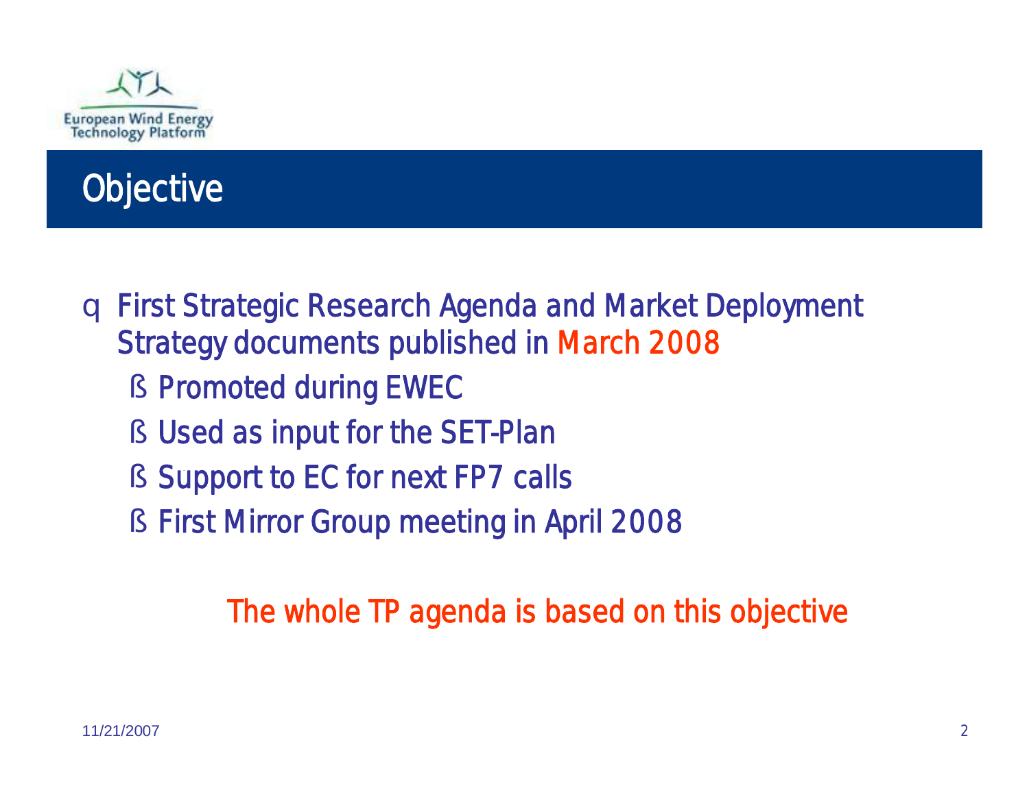# Objective

- First Strategic Research Agenda and Market Deployment Strategy documents published in March 2008
  - Promoted during EWEC
  - Used as input for the SET-Plan
  - Support to EC for next FP7 calls
  - First Mirror Group meeting in April 2008

The whole TP agenda is based on this objective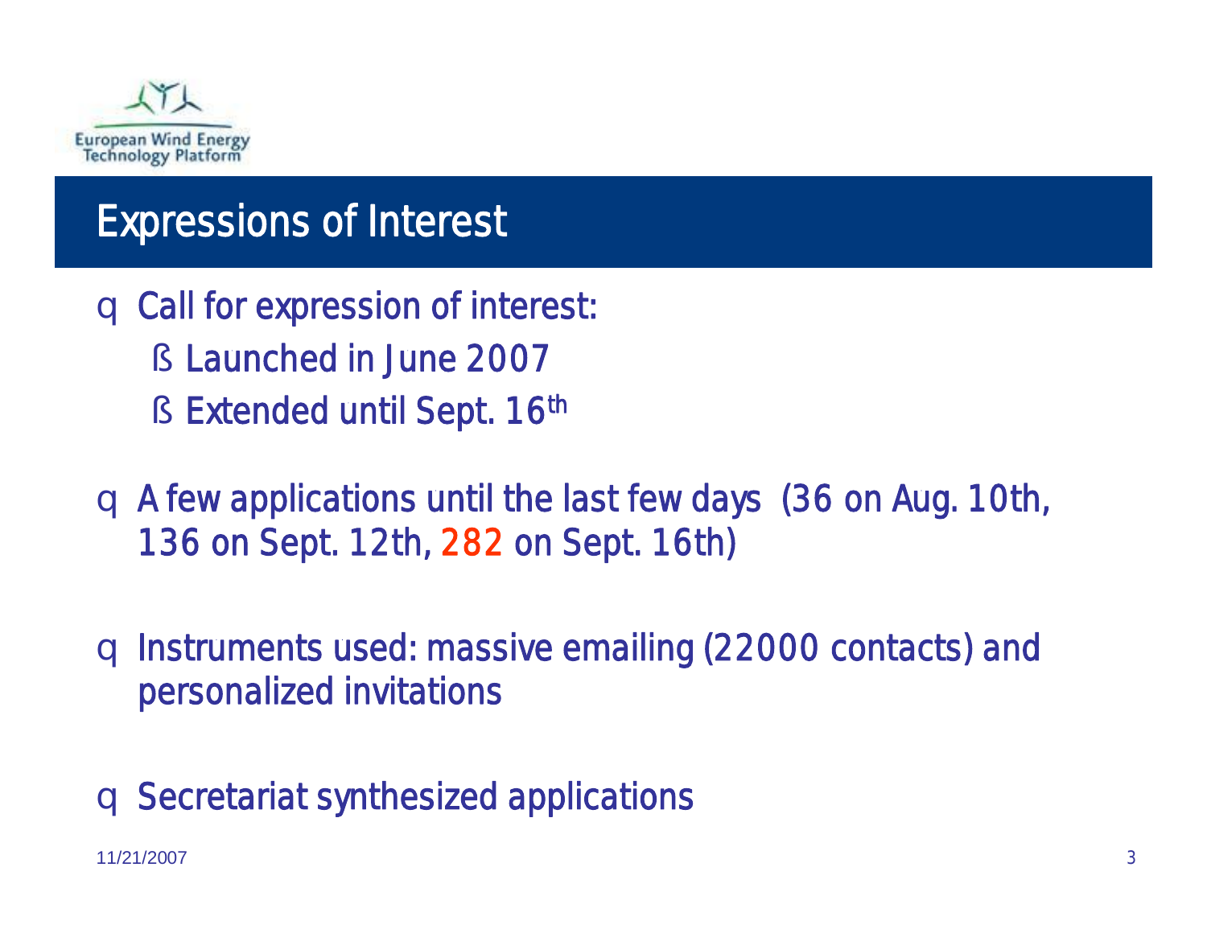European Wind Energy Technology Platform

# Expressions of Interest

- Call for expression of interest:
  - Launched in June 2007
  - Extended until Sept. 16th
- A few applications until the last few days (36 on Aug. 10th, 136 on Sept. 12th, 282 on Sept. 16th)
- Instruments used: massive emailing (22000 contacts) and personalized invitations
- Secretariat synthesized applications

11/21/2007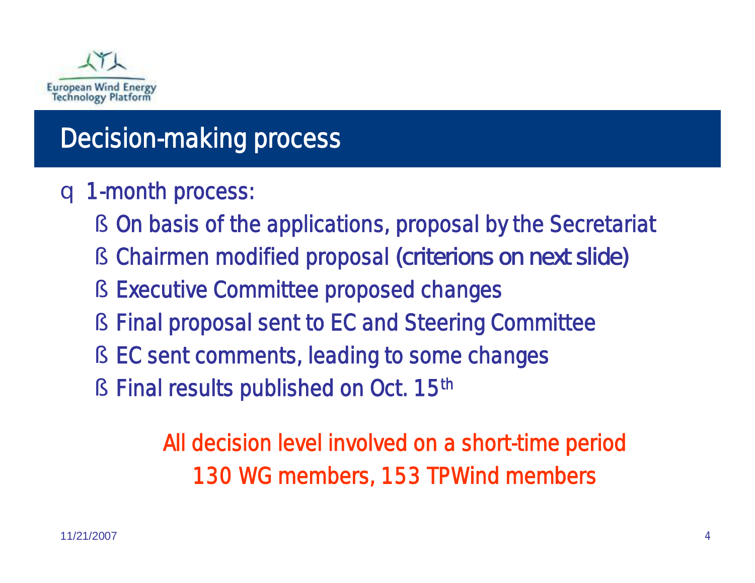European Wind Energy Technology Platform

# Decision-making process

- 1-month process:
  - On basis of the applications, proposal by the Secretariat
  - Chairmen modified proposal (criterions on next slide)
  - Executive Committee proposed changes
  - Final proposal sent to EC and Steering Committee
  - EC sent comments, leading to some changes
  - Final results published on Oct. 15th

All decision level involved on a short-time period
130 WG members, 153 TPWind members

11/21/2007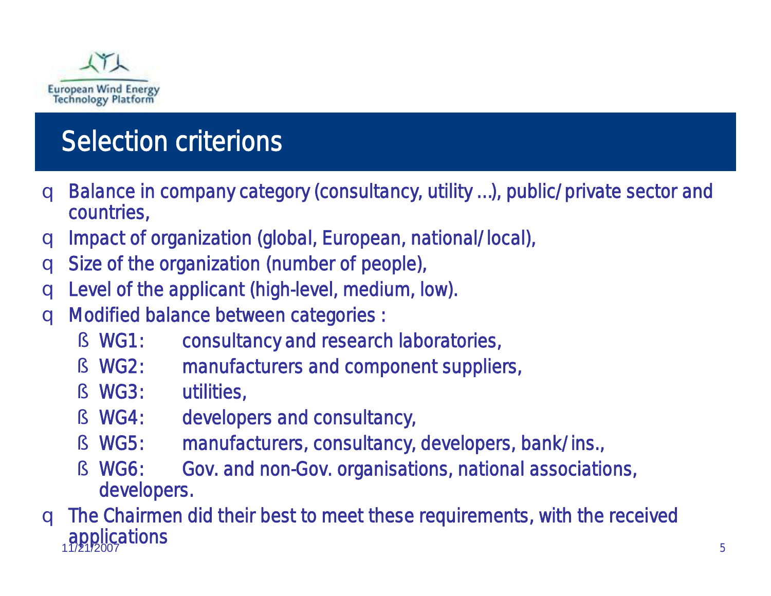European Wind Energy Technology Platform

# Selection criterions

- Balance in company category (consultancy, utility …), public/private sector and countries,
- Impact of organization (global, European, national/local),
- Size of the organization (number of people),
- Level of the applicant (high-level, medium, low).
- Modified balance between categories :
  - WG1: consultancy and research laboratories,
  - WG2: manufacturers and component suppliers,
  - WG3: utilities,
  - WG4: developers and consultancy,
  - WG5: manufacturers, consultancy, developers, bank/ins.,
  - WG6: Gov. and non-Gov. organisations, national associations, developers.
- The Chairmen did their best to meet these requirements, with the received applications

11/21/2007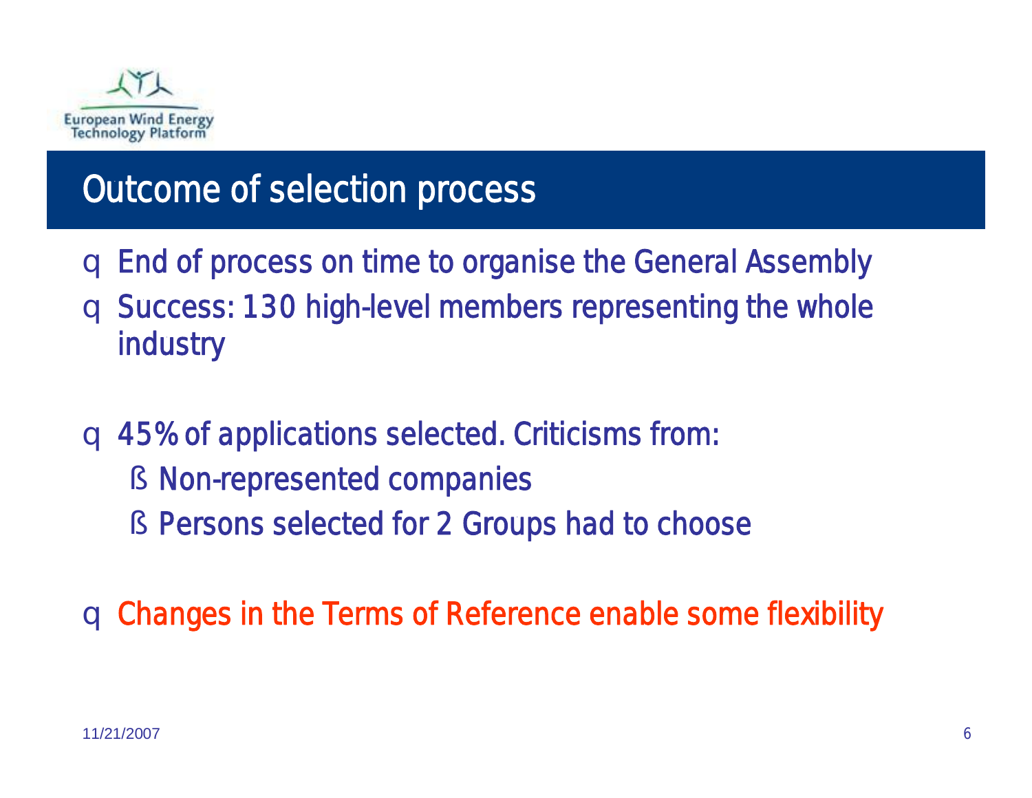## Outcome of selection process

- End of process on time to organise the General Assembly
- Success: 130 high-level members representing the whole industry
- 45% of applications selected. Criticisms from:
  - Non-represented companies
  - Persons selected for 2 Groups had to choose
- Changes in the Terms of Reference enable some flexibility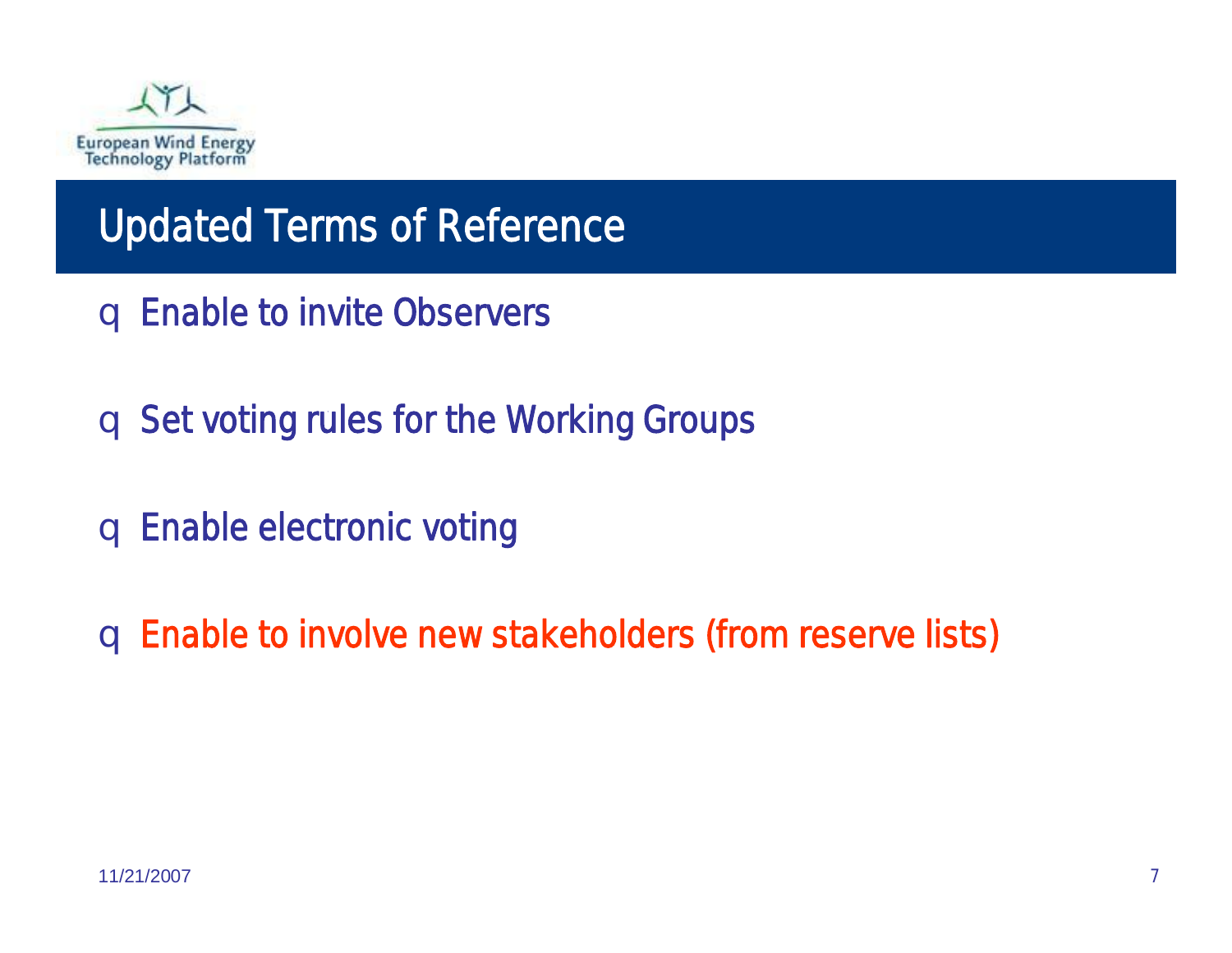## Updated Terms of Reference

- Enable to invite Observers
- Set voting rules for the Working Groups
- Enable electronic voting
- Enable to involve new stakeholders (from reserve lists)